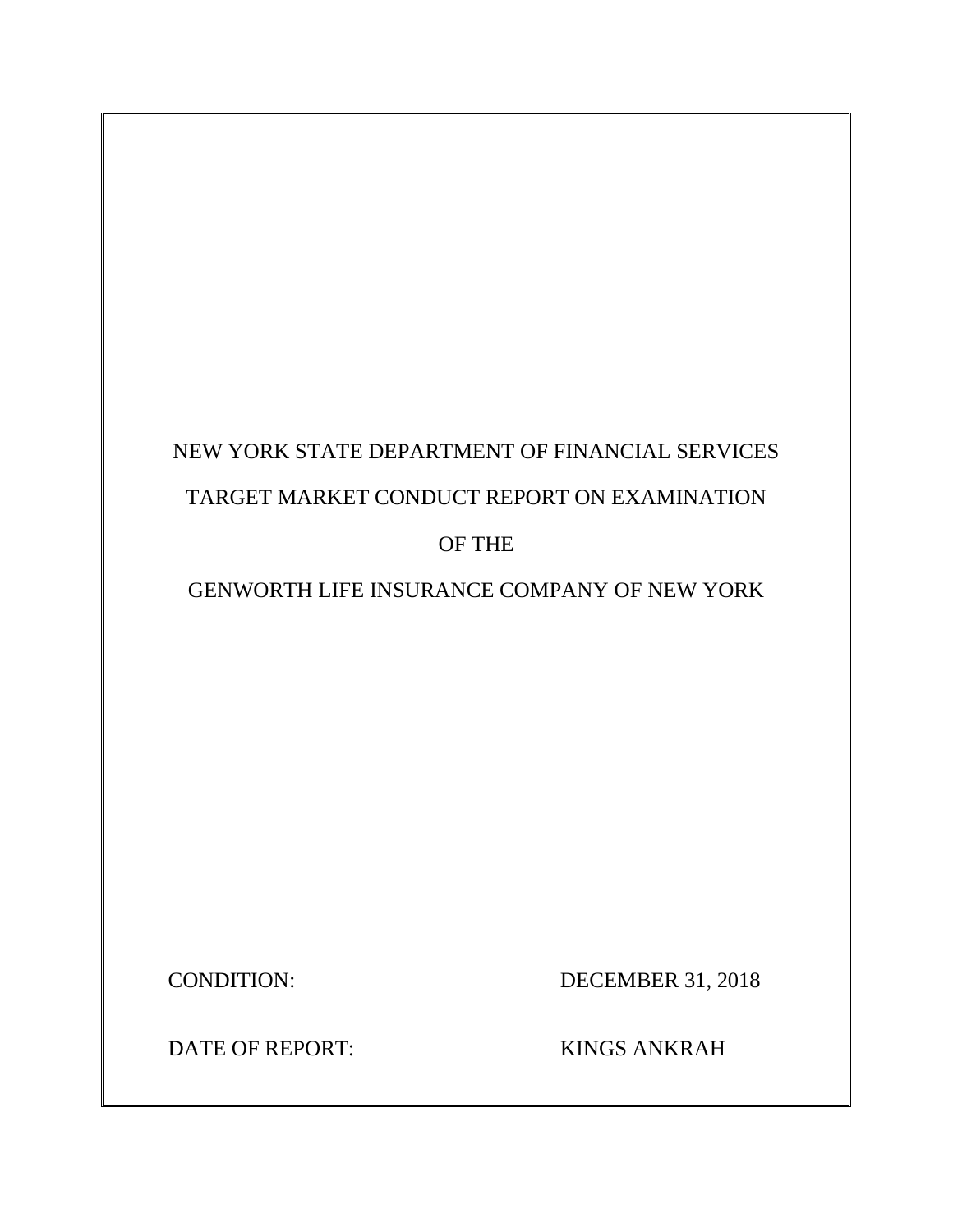NEW YORK STATE DEPARTMENT OF FINANCIAL SERVICES

TARGET MARKET CONDUCT REPORT ON EXAMINATION

OF THE

GENWORTH LIFE INSURANCE COMPANY OF NEW YORK

| | |
|---|---|
| CONDITION: | DECEMBER 31, 2018 |
| DATE OF REPORT: | KINGS ANKRAH |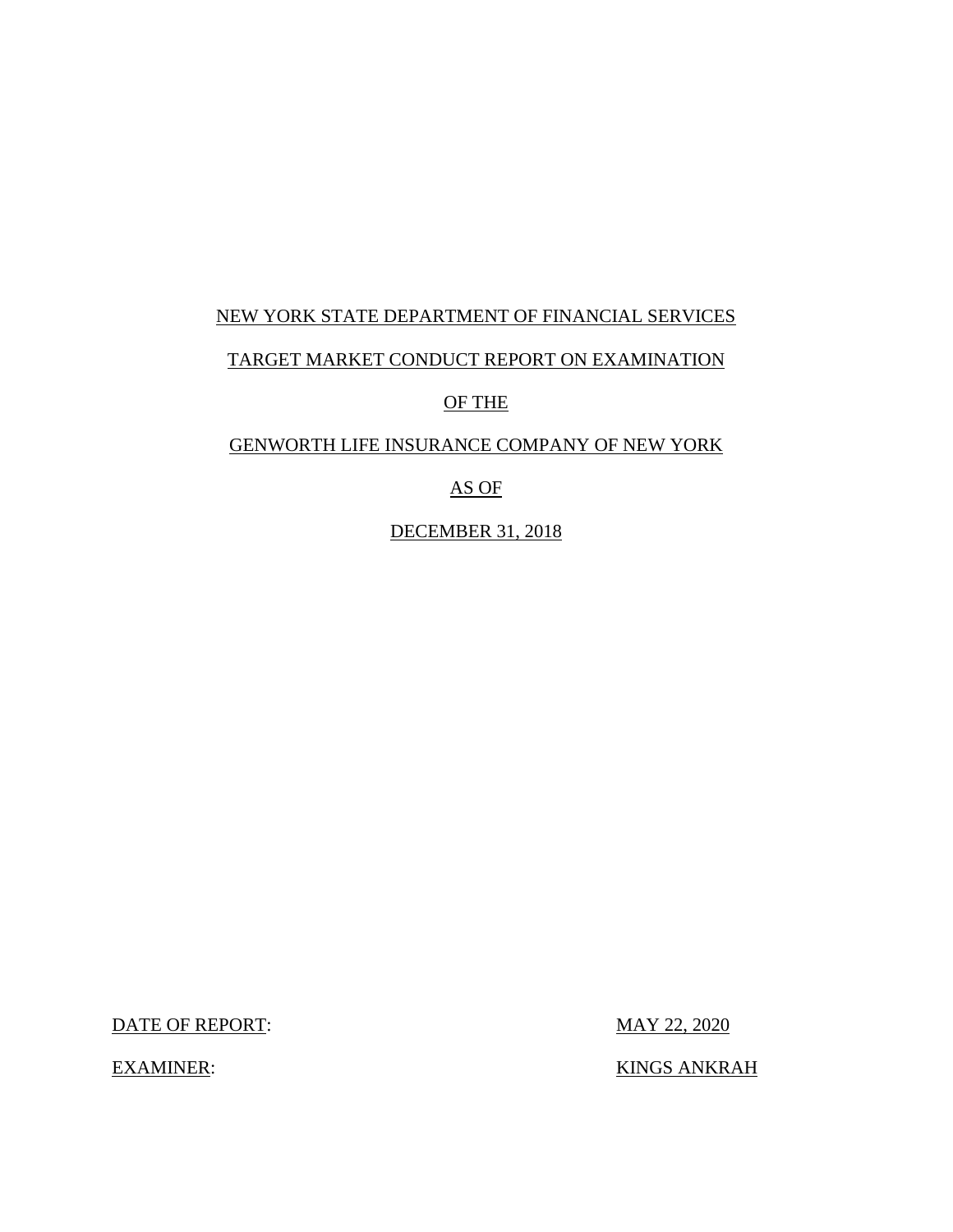NEW YORK STATE DEPARTMENT OF FINANCIAL SERVICES

TARGET MARKET CONDUCT REPORT ON EXAMINATION

OF THE

GENWORTH LIFE INSURANCE COMPANY OF NEW YORK

AS OF

DECEMBER 31, 2018

DATE OF REPORT: MAY 22, 2020

EXAMINER: KINGS ANKRAH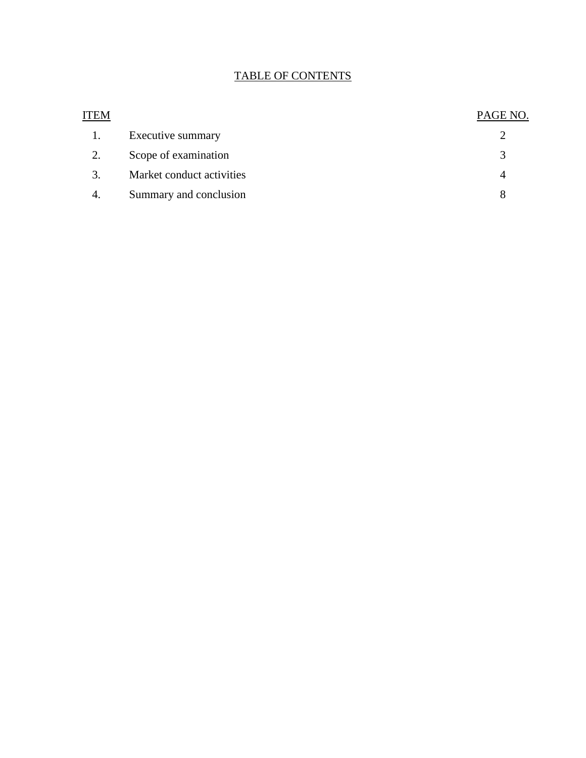# TABLE OF CONTENTS

| ITEM | | PAGE NO. |
|---|---|---|
| 1. | Executive summary | 2 |
| 2. | Scope of examination | 3 |
| 3. | Market conduct activities | 4 |
| 4. | Summary and conclusion | 8 |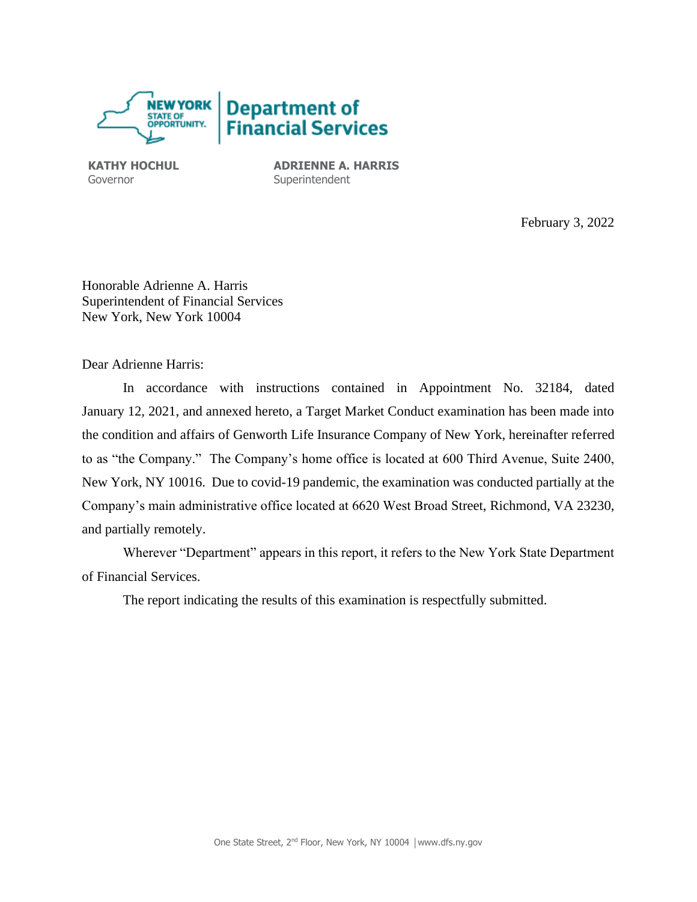**NEW YORK STATE OF OPPORTUNITY.** | **Department of Financial Services**

**KATHY HOCHUL**
Governor

**ADRIENNE A. HARRIS**
Superintendent

February 3, 2022

Honorable Adrienne A. Harris
Superintendent of Financial Services
New York, New York 10004

Dear Adrienne Harris:

In accordance with instructions contained in Appointment No. 32184, dated January 12, 2021, and annexed hereto, a Target Market Conduct examination has been made into the condition and affairs of Genworth Life Insurance Company of New York, hereinafter referred to as "the Company." The Company's home office is located at 600 Third Avenue, Suite 2400, New York, NY 10016. Due to covid-19 pandemic, the examination was conducted partially at the Company's main administrative office located at 6620 West Broad Street, Richmond, VA 23230, and partially remotely.

Wherever "Department" appears in this report, it refers to the New York State Department of Financial Services.

The report indicating the results of this examination is respectfully submitted.

One State Street, 2nd Floor, New York, NY 10004 | www.dfs.ny.gov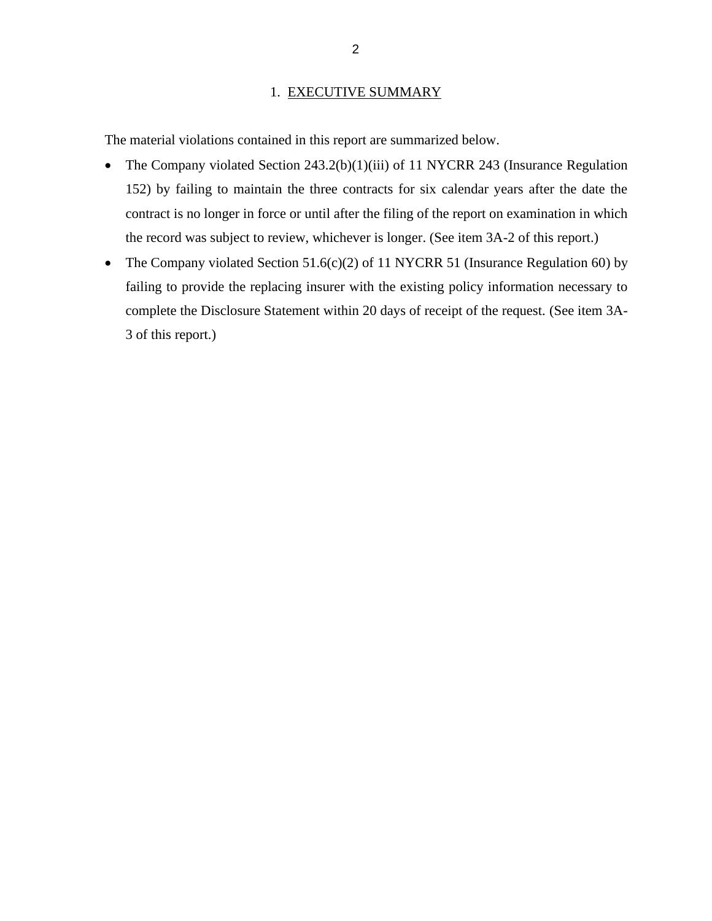# 1. EXECUTIVE SUMMARY

The material violations contained in this report are summarized below.

- The Company violated Section 243.2(b)(1)(iii) of 11 NYCRR 243 (Insurance Regulation 152) by failing to maintain the three contracts for six calendar years after the date the contract is no longer in force or until after the filing of the report on examination in which the record was subject to review, whichever is longer. (See item 3A-2 of this report.)
- The Company violated Section 51.6(c)(2) of 11 NYCRR 51 (Insurance Regulation 60) by failing to provide the replacing insurer with the existing policy information necessary to complete the Disclosure Statement within 20 days of receipt of the request. (See item 3A-3 of this report.)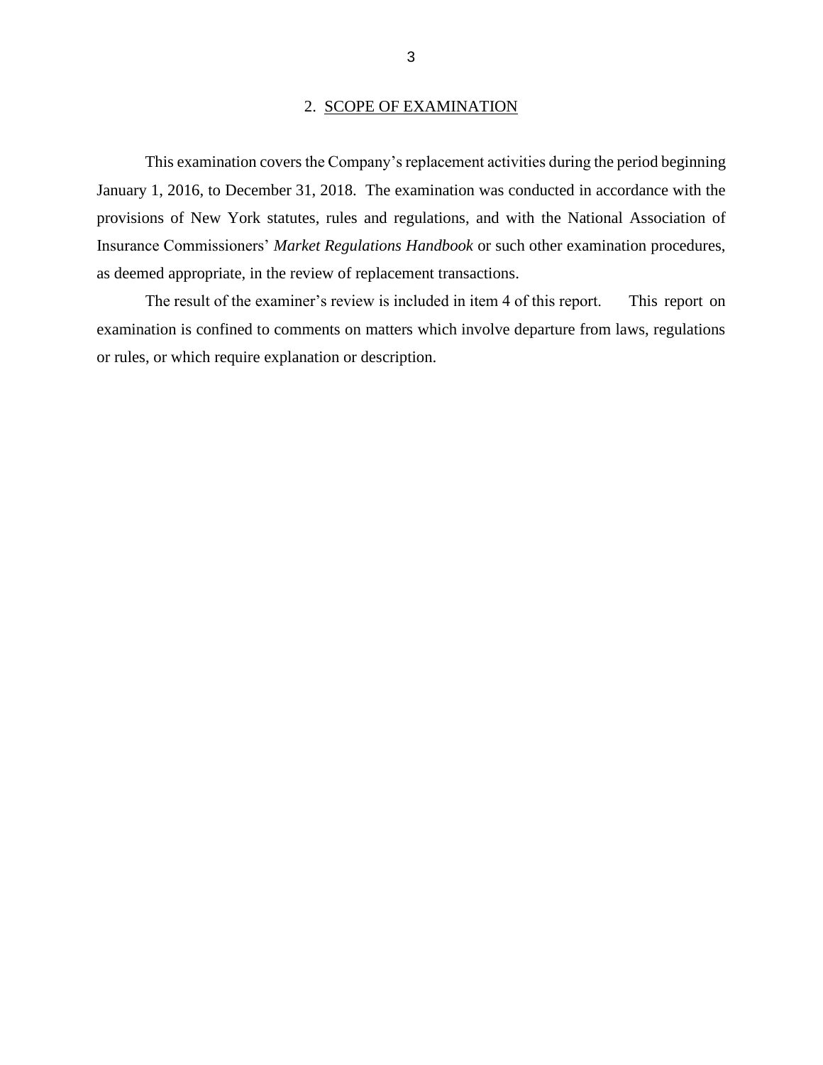## 2. SCOPE OF EXAMINATION

This examination covers the Company's replacement activities during the period beginning January 1, 2016, to December 31, 2018. The examination was conducted in accordance with the provisions of New York statutes, rules and regulations, and with the National Association of Insurance Commissioners' *Market Regulations Handbook* or such other examination procedures, as deemed appropriate, in the review of replacement transactions.

The result of the examiner's review is included in item 4 of this report. This report on examination is confined to comments on matters which involve departure from laws, regulations or rules, or which require explanation or description.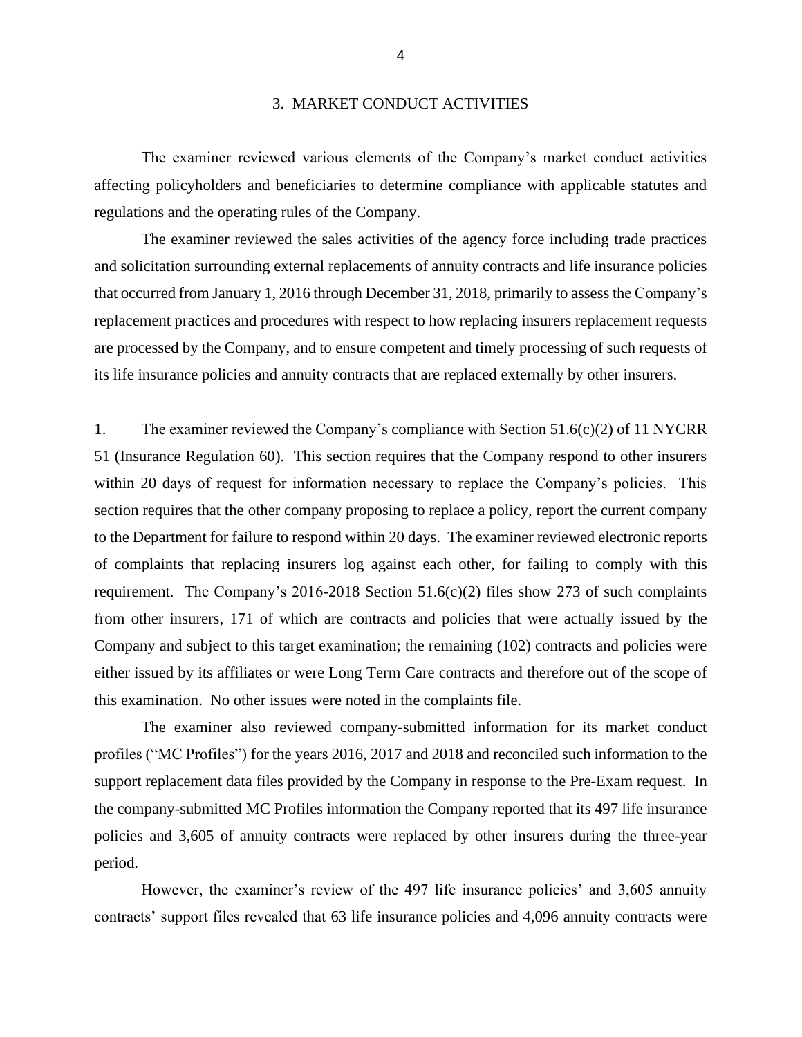## 3. MARKET CONDUCT ACTIVITIES

The examiner reviewed various elements of the Company's market conduct activities affecting policyholders and beneficiaries to determine compliance with applicable statutes and regulations and the operating rules of the Company.

The examiner reviewed the sales activities of the agency force including trade practices and solicitation surrounding external replacements of annuity contracts and life insurance policies that occurred from January 1, 2016 through December 31, 2018, primarily to assess the Company's replacement practices and procedures with respect to how replacing insurers replacement requests are processed by the Company, and to ensure competent and timely processing of such requests of its life insurance policies and annuity contracts that are replaced externally by other insurers.

1. The examiner reviewed the Company's compliance with Section 51.6(c)(2) of 11 NYCRR 51 (Insurance Regulation 60). This section requires that the Company respond to other insurers within 20 days of request for information necessary to replace the Company's policies. This section requires that the other company proposing to replace a policy, report the current company to the Department for failure to respond within 20 days. The examiner reviewed electronic reports of complaints that replacing insurers log against each other, for failing to comply with this requirement. The Company's 2016-2018 Section 51.6(c)(2) files show 273 of such complaints from other insurers, 171 of which are contracts and policies that were actually issued by the Company and subject to this target examination; the remaining (102) contracts and policies were either issued by its affiliates or were Long Term Care contracts and therefore out of the scope of this examination. No other issues were noted in the complaints file.

The examiner also reviewed company-submitted information for its market conduct profiles ("MC Profiles") for the years 2016, 2017 and 2018 and reconciled such information to the support replacement data files provided by the Company in response to the Pre-Exam request. In the company-submitted MC Profiles information the Company reported that its 497 life insurance policies and 3,605 of annuity contracts were replaced by other insurers during the three-year period.

However, the examiner's review of the 497 life insurance policies' and 3,605 annuity contracts' support files revealed that 63 life insurance policies and 4,096 annuity contracts were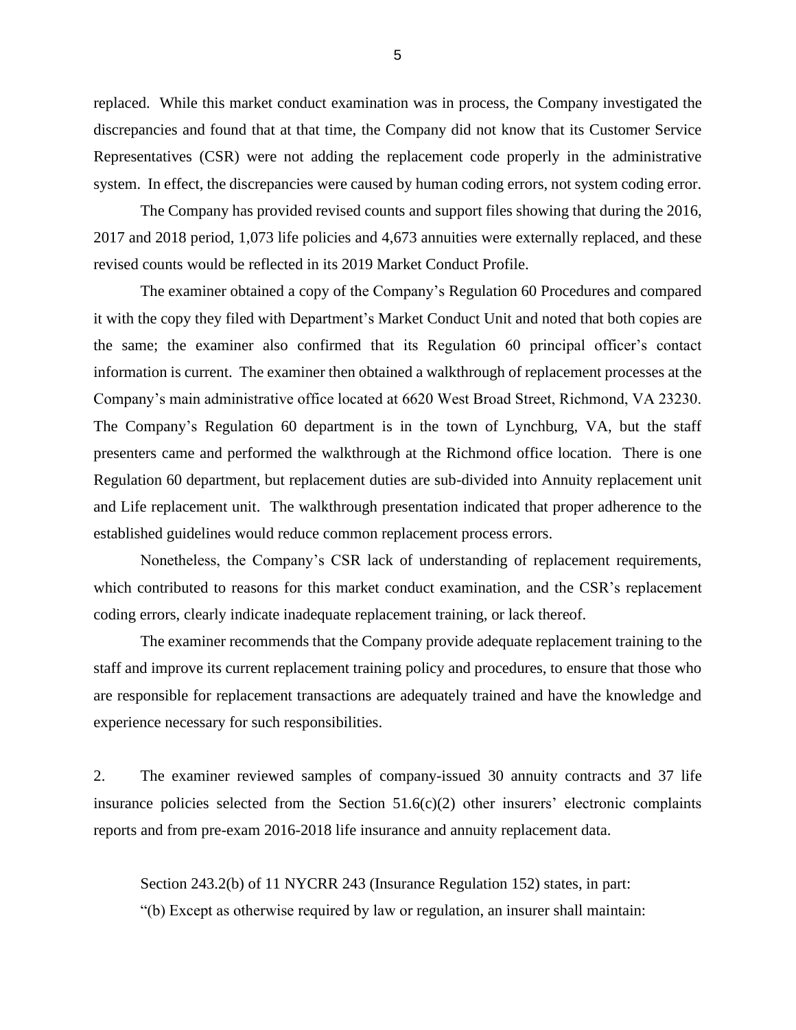replaced. While this market conduct examination was in process, the Company investigated the discrepancies and found that at that time, the Company did not know that its Customer Service Representatives (CSR) were not adding the replacement code properly in the administrative system. In effect, the discrepancies were caused by human coding errors, not system coding error.

The Company has provided revised counts and support files showing that during the 2016, 2017 and 2018 period, 1,073 life policies and 4,673 annuities were externally replaced, and these revised counts would be reflected in its 2019 Market Conduct Profile.

The examiner obtained a copy of the Company's Regulation 60 Procedures and compared it with the copy they filed with Department's Market Conduct Unit and noted that both copies are the same; the examiner also confirmed that its Regulation 60 principal officer's contact information is current. The examiner then obtained a walkthrough of replacement processes at the Company's main administrative office located at 6620 West Broad Street, Richmond, VA 23230. The Company's Regulation 60 department is in the town of Lynchburg, VA, but the staff presenters came and performed the walkthrough at the Richmond office location. There is one Regulation 60 department, but replacement duties are sub-divided into Annuity replacement unit and Life replacement unit. The walkthrough presentation indicated that proper adherence to the established guidelines would reduce common replacement process errors.

Nonetheless, the Company's CSR lack of understanding of replacement requirements, which contributed to reasons for this market conduct examination, and the CSR's replacement coding errors, clearly indicate inadequate replacement training, or lack thereof.

The examiner recommends that the Company provide adequate replacement training to the staff and improve its current replacement training policy and procedures, to ensure that those who are responsible for replacement transactions are adequately trained and have the knowledge and experience necessary for such responsibilities.

2. The examiner reviewed samples of company-issued 30 annuity contracts and 37 life insurance policies selected from the Section 51.6(c)(2) other insurers' electronic complaints reports and from pre-exam 2016-2018 life insurance and annuity replacement data.

Section 243.2(b) of 11 NYCRR 243 (Insurance Regulation 152) states, in part:

"(b) Except as otherwise required by law or regulation, an insurer shall maintain: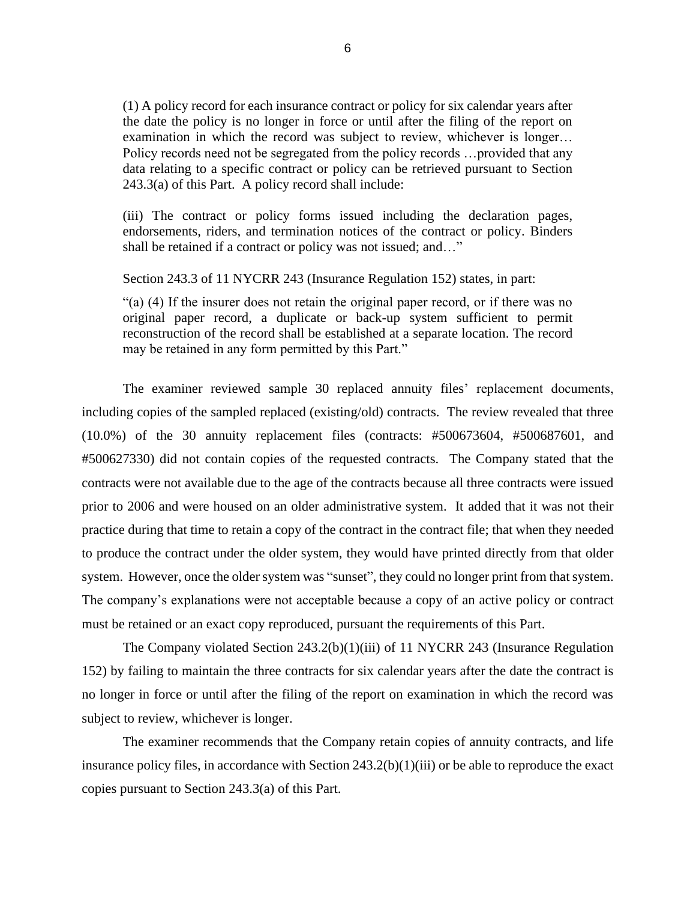> (1) A policy record for each insurance contract or policy for six calendar years after the date the policy is no longer in force or until after the filing of the report on examination in which the record was subject to review, whichever is longer… Policy records need not be segregated from the policy records …provided that any data relating to a specific contract or policy can be retrieved pursuant to Section 243.3(a) of this Part. A policy record shall include:
>
> (iii) The contract or policy forms issued including the declaration pages, endorsements, riders, and termination notices of the contract or policy. Binders shall be retained if a contract or policy was not issued; and…"
>
> Section 243.3 of 11 NYCRR 243 (Insurance Regulation 152) states, in part:
>
> "(a) (4) If the insurer does not retain the original paper record, or if there was no original paper record, a duplicate or back-up system sufficient to permit reconstruction of the record shall be established at a separate location. The record may be retained in any form permitted by this Part."

The examiner reviewed sample 30 replaced annuity files' replacement documents, including copies of the sampled replaced (existing/old) contracts. The review revealed that three (10.0%) of the 30 annuity replacement files (contracts: #500673604, #500687601, and #500627330) did not contain copies of the requested contracts. The Company stated that the contracts were not available due to the age of the contracts because all three contracts were issued prior to 2006 and were housed on an older administrative system. It added that it was not their practice during that time to retain a copy of the contract in the contract file; that when they needed to produce the contract under the older system, they would have printed directly from that older system. However, once the older system was "sunset", they could no longer print from that system. The company's explanations were not acceptable because a copy of an active policy or contract must be retained or an exact copy reproduced, pursuant the requirements of this Part.

The Company violated Section 243.2(b)(1)(iii) of 11 NYCRR 243 (Insurance Regulation 152) by failing to maintain the three contracts for six calendar years after the date the contract is no longer in force or until after the filing of the report on examination in which the record was subject to review, whichever is longer.

The examiner recommends that the Company retain copies of annuity contracts, and life insurance policy files, in accordance with Section 243.2(b)(1)(iii) or be able to reproduce the exact copies pursuant to Section 243.3(a) of this Part.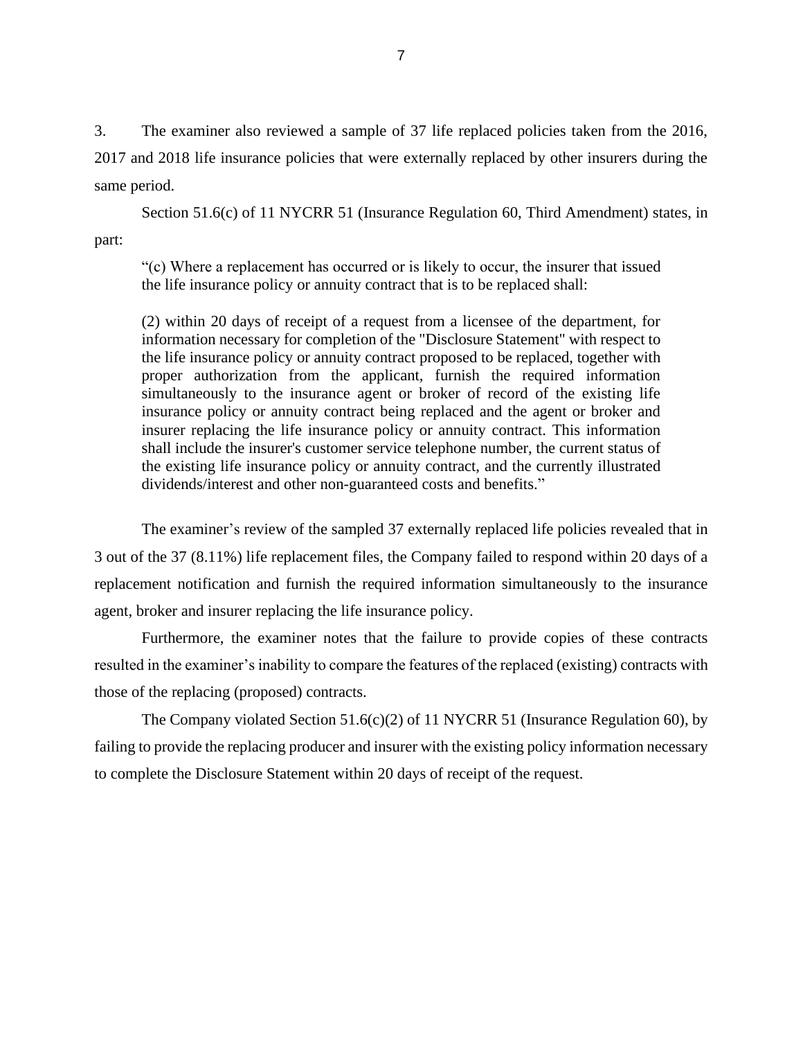3. The examiner also reviewed a sample of 37 life replaced policies taken from the 2016, 2017 and 2018 life insurance policies that were externally replaced by other insurers during the same period.

Section 51.6(c) of 11 NYCRR 51 (Insurance Regulation 60, Third Amendment) states, in part:

> "(c) Where a replacement has occurred or is likely to occur, the insurer that issued the life insurance policy or annuity contract that is to be replaced shall:
>
> (2) within 20 days of receipt of a request from a licensee of the department, for information necessary for completion of the "Disclosure Statement" with respect to the life insurance policy or annuity contract proposed to be replaced, together with proper authorization from the applicant, furnish the required information simultaneously to the insurance agent or broker of record of the existing life insurance policy or annuity contract being replaced and the agent or broker and insurer replacing the life insurance policy or annuity contract. This information shall include the insurer's customer service telephone number, the current status of the existing life insurance policy or annuity contract, and the currently illustrated dividends/interest and other non-guaranteed costs and benefits."

The examiner's review of the sampled 37 externally replaced life policies revealed that in 3 out of the 37 (8.11%) life replacement files, the Company failed to respond within 20 days of a replacement notification and furnish the required information simultaneously to the insurance agent, broker and insurer replacing the life insurance policy.

Furthermore, the examiner notes that the failure to provide copies of these contracts resulted in the examiner's inability to compare the features of the replaced (existing) contracts with those of the replacing (proposed) contracts.

The Company violated Section 51.6(c)(2) of 11 NYCRR 51 (Insurance Regulation 60), by failing to provide the replacing producer and insurer with the existing policy information necessary to complete the Disclosure Statement within 20 days of receipt of the request.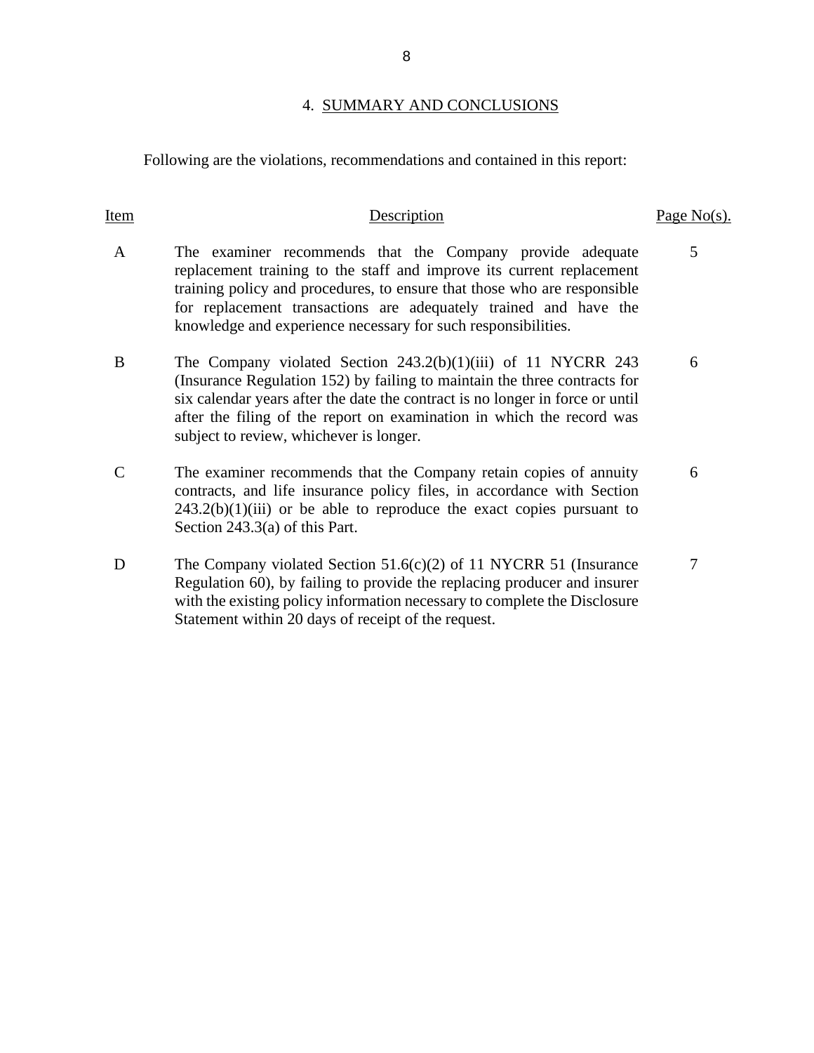## 4. SUMMARY AND CONCLUSIONS

Following are the violations, recommendations and contained in this report:

| Item | Description | Page No(s). |
|---|---|---|
| A | The examiner recommends that the Company provide adequate replacement training to the staff and improve its current replacement training policy and procedures, to ensure that those who are responsible for replacement transactions are adequately trained and have the knowledge and experience necessary for such responsibilities. | 5 |
| B | The Company violated Section 243.2(b)(1)(iii) of 11 NYCRR 243 (Insurance Regulation 152) by failing to maintain the three contracts for six calendar years after the date the contract is no longer in force or until after the filing of the report on examination in which the record was subject to review, whichever is longer. | 6 |
| C | The examiner recommends that the Company retain copies of annuity contracts, and life insurance policy files, in accordance with Section 243.2(b)(1)(iii) or be able to reproduce the exact copies pursuant to Section 243.3(a) of this Part. | 6 |
| D | The Company violated Section 51.6(c)(2) of 11 NYCRR 51 (Insurance Regulation 60), by failing to provide the replacing producer and insurer with the existing policy information necessary to complete the Disclosure Statement within 20 days of receipt of the request. | 7 |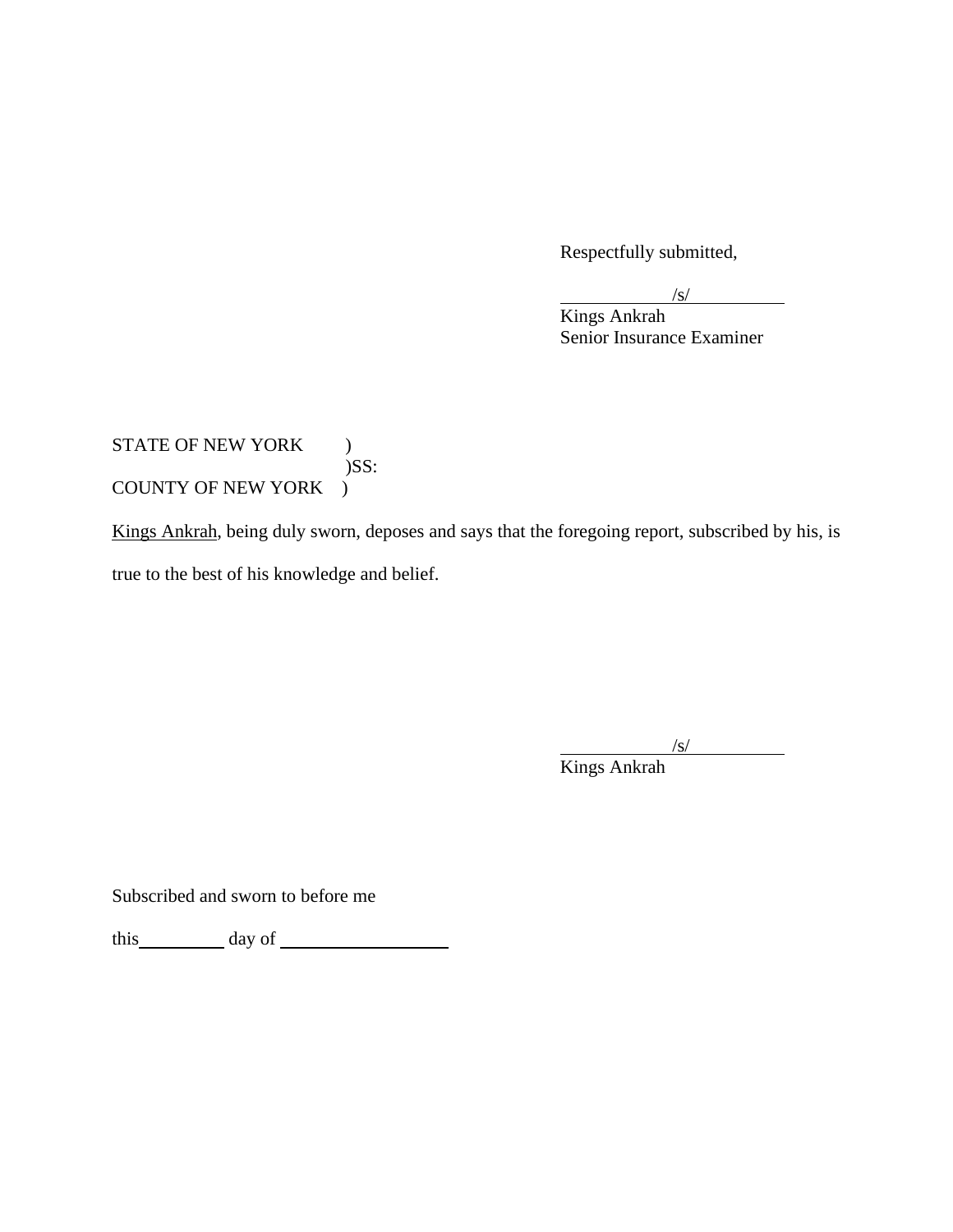Respectfully submitted,

/s/
Kings Ankrah
Senior Insurance Examiner

STATE OF NEW YORK )
)SS:
COUNTY OF NEW YORK )

Kings Ankrah, being duly sworn, deposes and says that the foregoing report, subscribed by his, is true to the best of his knowledge and belief.

/s/
Kings Ankrah

Subscribed and sworn to before me

this\_\_\_\_\_\_\_\_\_\_ day of \_\_\_\_\_\_\_\_\_\_\_\_\_\_\_\_\_\_\_\_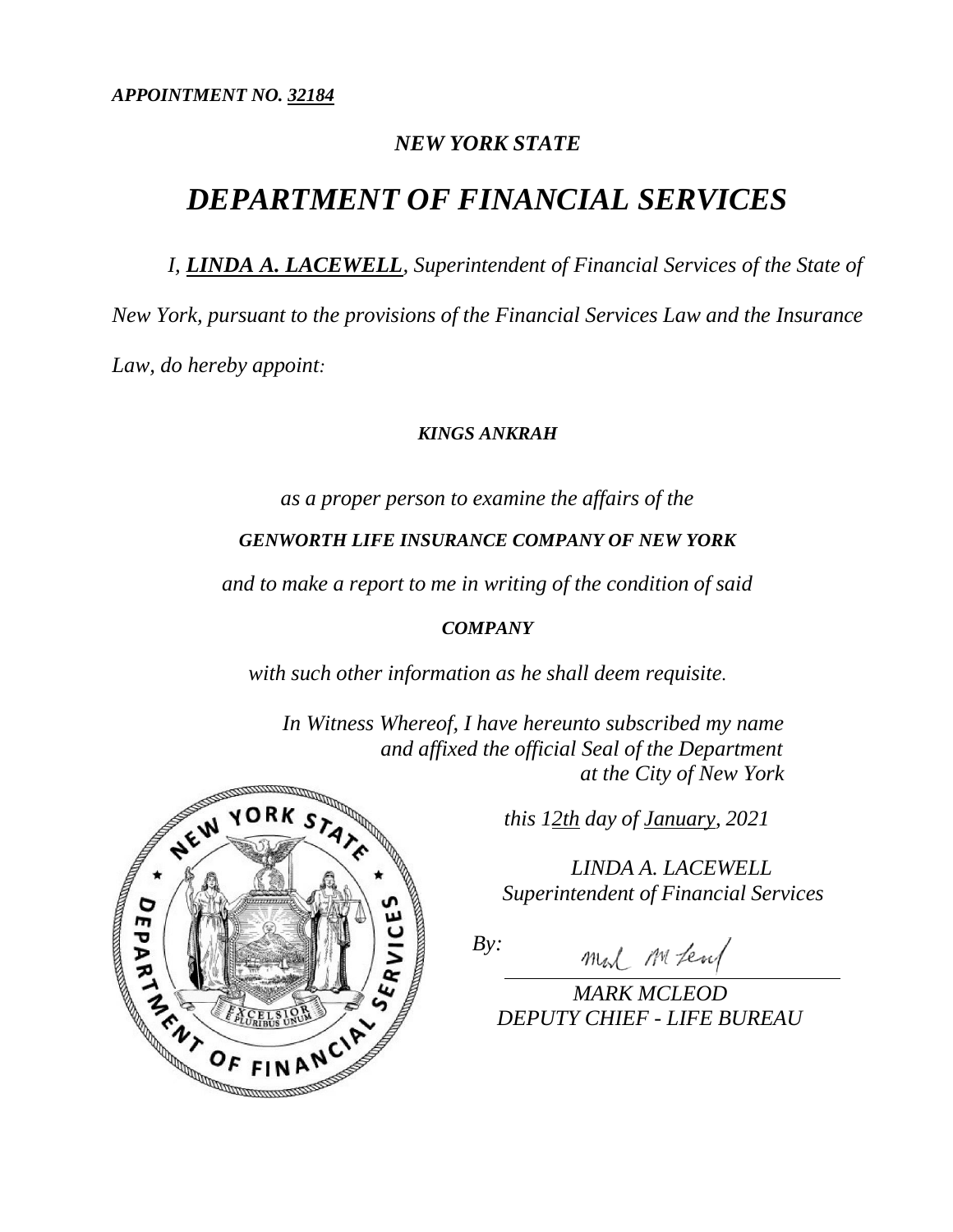***APPOINTMENT NO. 32184***

***NEW YORK STATE***

# *DEPARTMENT OF FINANCIAL SERVICES*

*I, **LINDA A. LACEWELL**, Superintendent of Financial Services of the State of New York, pursuant to the provisions of the Financial Services Law and the Insurance Law, do hereby appoint:*

***KINGS ANKRAH***

*as a proper person to examine the affairs of the*

***GENWORTH LIFE INSURANCE COMPANY OF NEW YORK***

*and to make a report to me in writing of the condition of said*

***COMPANY***

*with such other information as he shall deem requisite.*

*In Witness Whereof, I have hereunto subscribed my name and affixed the official Seal of the Department at the City of New York*

*this 12th day of January, 2021*

*LINDA A. LACEWELL*
*Superintendent of Financial Services*

*By:*

*MARK MCLEOD*
*DEPUTY CHIEF - LIFE BUREAU*